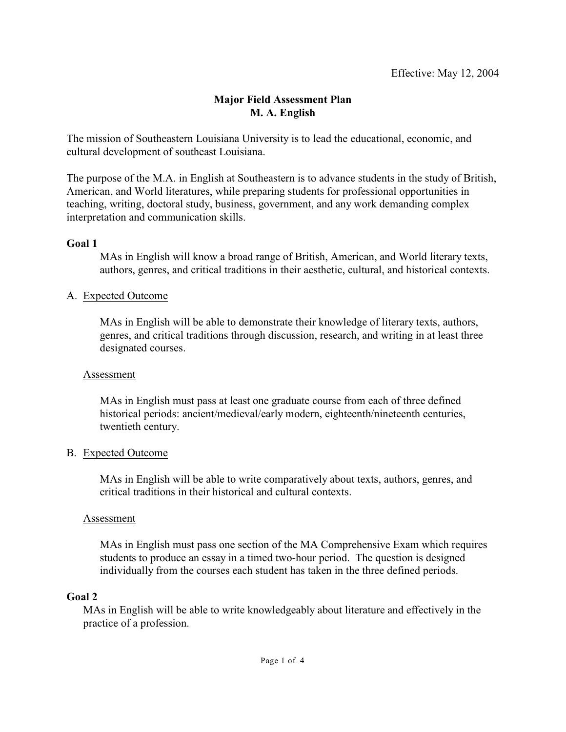Effective: May 12, 2004

# Major Field Assessment Plan
# M. A. English

The mission of Southeastern Louisiana University is to lead the educational, economic, and cultural development of southeast Louisiana.

The purpose of the M.A. in English at Southeastern is to advance students in the study of British, American, and World literatures, while preparing students for professional opportunities in teaching, writing, doctoral study, business, government, and any work demanding complex interpretation and communication skills.

**Goal 1**

MAs in English will know a broad range of British, American, and World literary texts, authors, genres, and critical traditions in their aesthetic, cultural, and historical contexts.

A. Expected Outcome

MAs in English will be able to demonstrate their knowledge of literary texts, authors, genres, and critical traditions through discussion, research, and writing in at least three designated courses.

Assessment

MAs in English must pass at least one graduate course from each of three defined historical periods: ancient/medieval/early modern, eighteenth/nineteenth centuries, twentieth century.

B. Expected Outcome

MAs in English will be able to write comparatively about texts, authors, genres, and critical traditions in their historical and cultural contexts.

Assessment

MAs in English must pass one section of the MA Comprehensive Exam which requires students to produce an essay in a timed two-hour period. The question is designed individually from the courses each student has taken in the three defined periods.

**Goal 2**

MAs in English will be able to write knowledgeably about literature and effectively in the practice of a profession.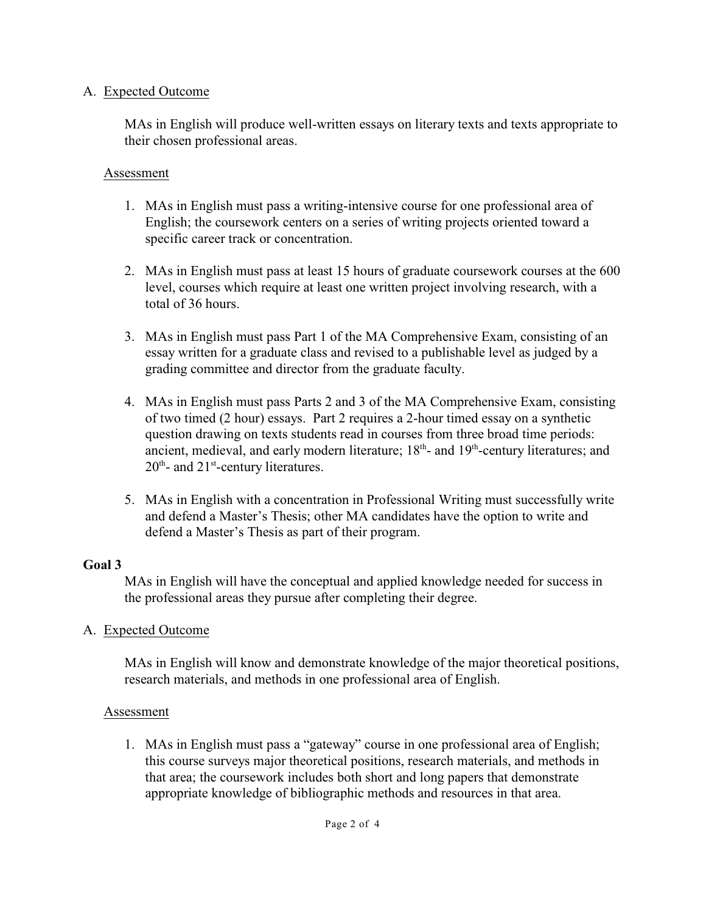A. Expected Outcome

MAs in English will produce well-written essays on literary texts and texts appropriate to their chosen professional areas.

Assessment

1. MAs in English must pass a writing-intensive course for one professional area of English; the coursework centers on a series of writing projects oriented toward a specific career track or concentration.

2. MAs in English must pass at least 15 hours of graduate coursework courses at the 600 level, courses which require at least one written project involving research, with a total of 36 hours.

3. MAs in English must pass Part 1 of the MA Comprehensive Exam, consisting of an essay written for a graduate class and revised to a publishable level as judged by a grading committee and director from the graduate faculty.

4. MAs in English must pass Parts 2 and 3 of the MA Comprehensive Exam, consisting of two timed (2 hour) essays. Part 2 requires a 2-hour timed essay on a synthetic question drawing on texts students read in courses from three broad time periods: ancient, medieval, and early modern literature; 18th- and 19th-century literatures; and 20th- and 21st-century literatures.

5. MAs in English with a concentration in Professional Writing must successfully write and defend a Master's Thesis; other MA candidates have the option to write and defend a Master's Thesis as part of their program.

**Goal 3**

MAs in English will have the conceptual and applied knowledge needed for success in the professional areas they pursue after completing their degree.

A. Expected Outcome

MAs in English will know and demonstrate knowledge of the major theoretical positions, research materials, and methods in one professional area of English.

Assessment

1. MAs in English must pass a "gateway" course in one professional area of English; this course surveys major theoretical positions, research materials, and methods in that area; the coursework includes both short and long papers that demonstrate appropriate knowledge of bibliographic methods and resources in that area.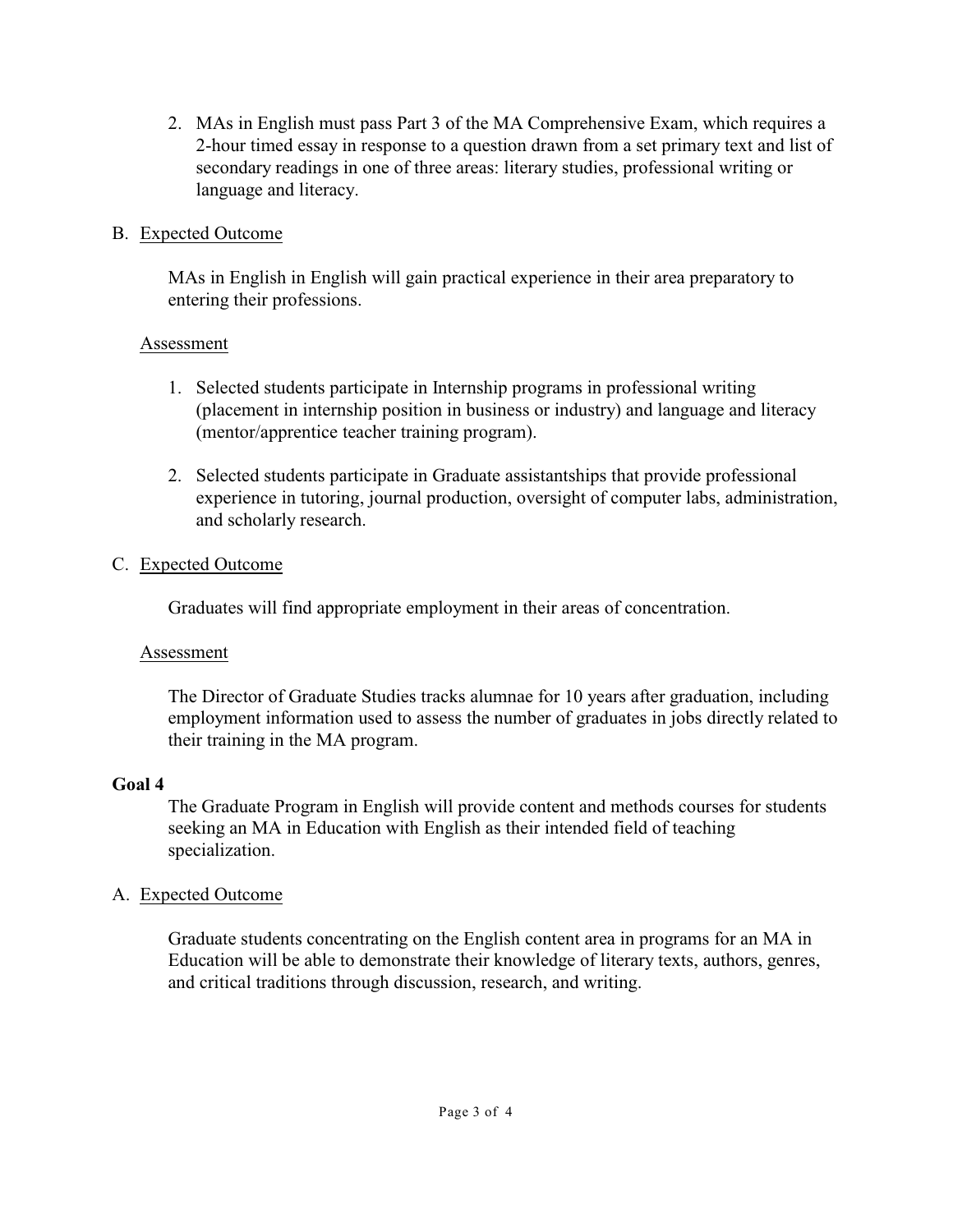2. MAs in English must pass Part 3 of the MA Comprehensive Exam, which requires a 2-hour timed essay in response to a question drawn from a set primary text and list of secondary readings in one of three areas: literary studies, professional writing or language and literacy.

B. <u>Expected Outcome</u>

MAs in English in English will gain practical experience in their area preparatory to entering their professions.

<u>Assessment</u>

1. Selected students participate in Internship programs in professional writing (placement in internship position in business or industry) and language and literacy (mentor/apprentice teacher training program).

2. Selected students participate in Graduate assistantships that provide professional experience in tutoring, journal production, oversight of computer labs, administration, and scholarly research.

C. <u>Expected Outcome</u>

Graduates will find appropriate employment in their areas of concentration.

<u>Assessment</u>

The Director of Graduate Studies tracks alumnae for 10 years after graduation, including employment information used to assess the number of graduates in jobs directly related to their training in the MA program.

**Goal 4**

The Graduate Program in English will provide content and methods courses for students seeking an MA in Education with English as their intended field of teaching specialization.

A. <u>Expected Outcome</u>

Graduate students concentrating on the English content area in programs for an MA in Education will be able to demonstrate their knowledge of literary texts, authors, genres, and critical traditions through discussion, research, and writing.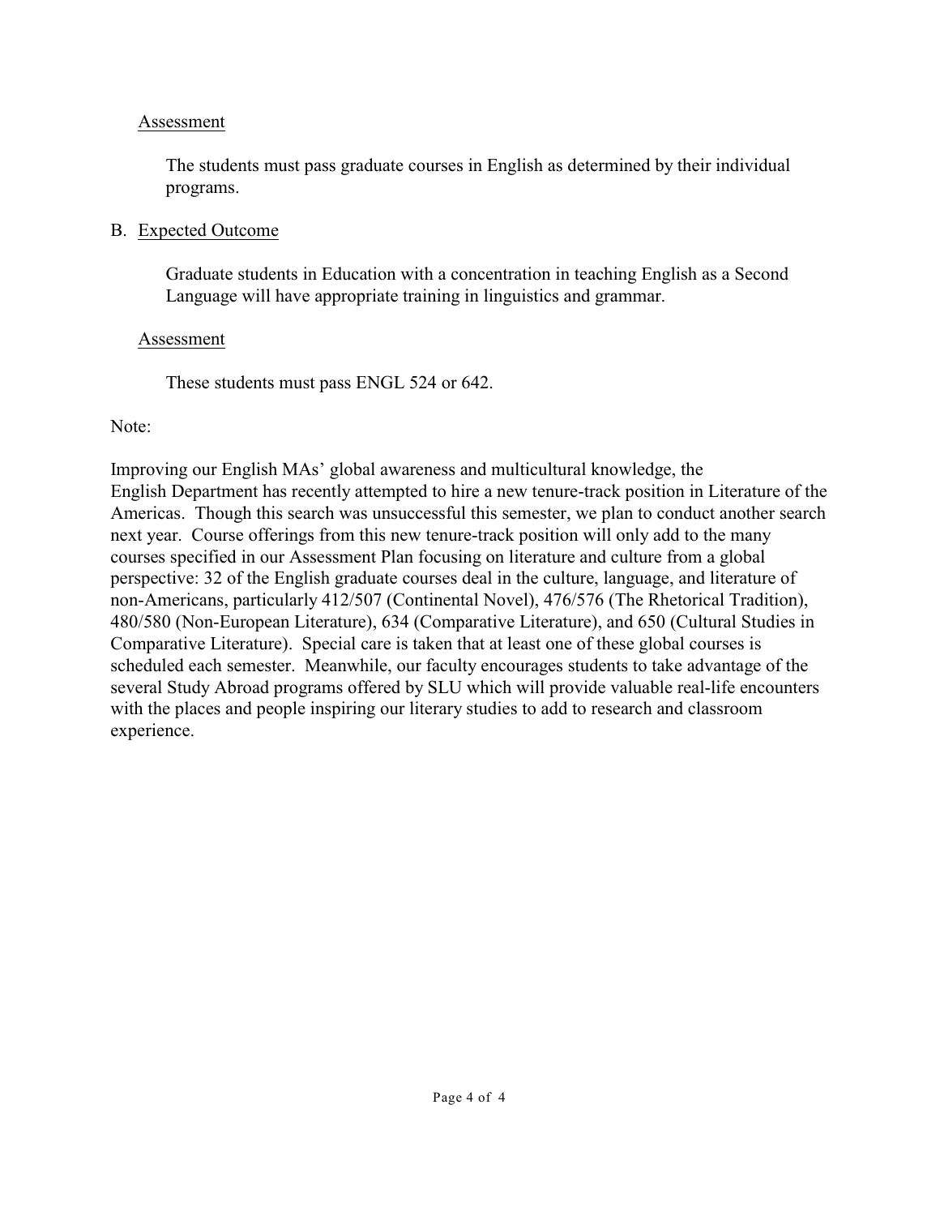Assessment

The students must pass graduate courses in English as determined by their individual programs.

B. Expected Outcome

Graduate students in Education with a concentration in teaching English as a Second Language will have appropriate training in linguistics and grammar.

Assessment

These students must pass ENGL 524 or 642.

Note:

Improving our English MAs' global awareness and multicultural knowledge, the English Department has recently attempted to hire a new tenure-track position in Literature of the Americas. Though this search was unsuccessful this semester, we plan to conduct another search next year. Course offerings from this new tenure-track position will only add to the many courses specified in our Assessment Plan focusing on literature and culture from a global perspective: 32 of the English graduate courses deal in the culture, language, and literature of non-Americans, particularly 412/507 (Continental Novel), 476/576 (The Rhetorical Tradition), 480/580 (Non-European Literature), 634 (Comparative Literature), and 650 (Cultural Studies in Comparative Literature). Special care is taken that at least one of these global courses is scheduled each semester. Meanwhile, our faculty encourages students to take advantage of the several Study Abroad programs offered by SLU which will provide valuable real-life encounters with the places and people inspiring our literary studies to add to research and classroom experience.